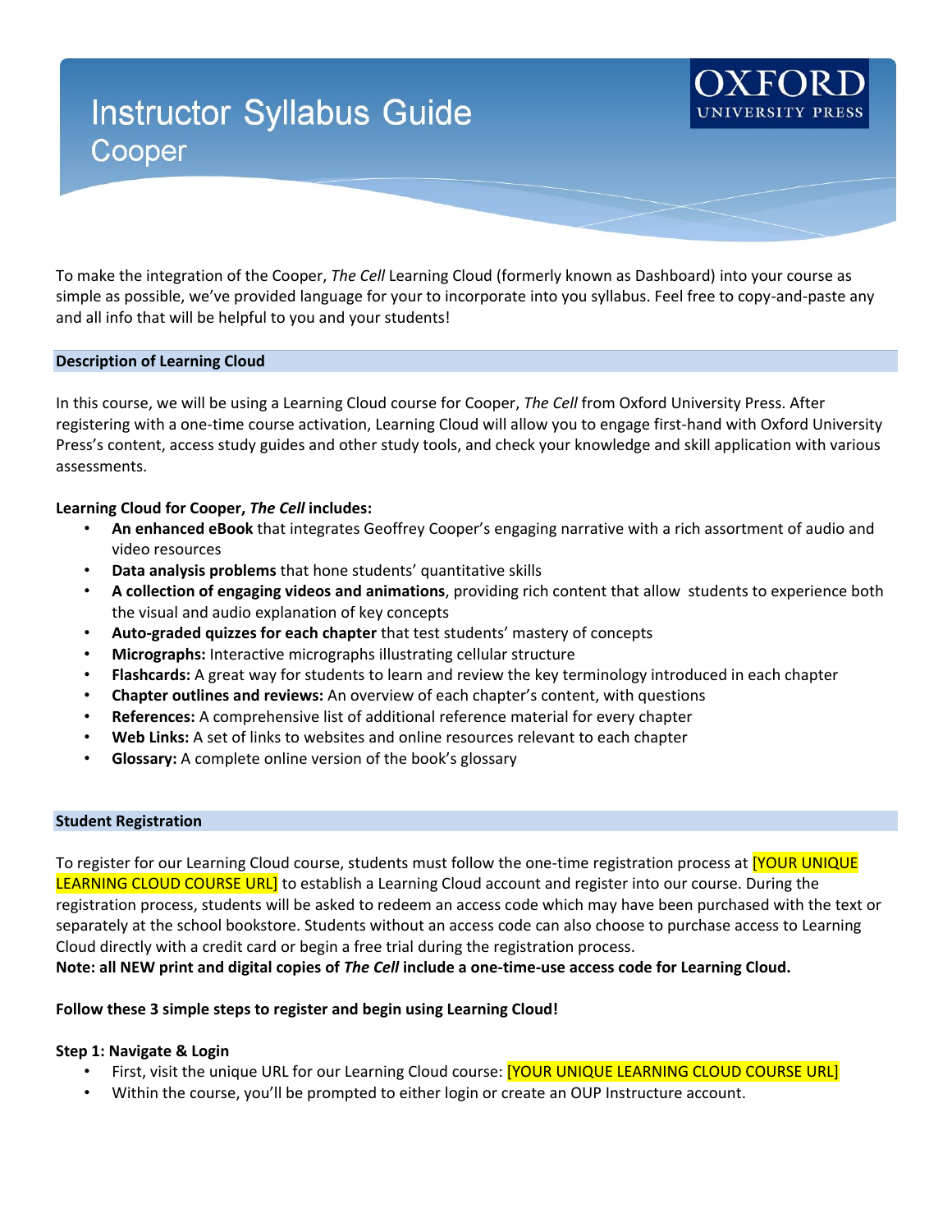# Instructor Syllabus Guide

## Cooper

OXFORD UNIVERSITY PRESS

To make the integration of the Cooper, *The Cell* Learning Cloud (formerly known as Dashboard) into your course as simple as possible, we've provided language for your to incorporate into you syllabus. Feel free to copy-and-paste any and all info that will be helpful to you and your students!

### Description of Learning Cloud

In this course, we will be using a Learning Cloud course for Cooper, *The Cell* from Oxford University Press. After registering with a one-time course activation, Learning Cloud will allow you to engage first-hand with Oxford University Press's content, access study guides and other study tools, and check your knowledge and skill application with various assessments.

**Learning Cloud for Cooper, *The Cell* includes:**

- **An enhanced eBook** that integrates Geoffrey Cooper's engaging narrative with a rich assortment of audio and video resources
- **Data analysis problems** that hone students' quantitative skills
- **A collection of engaging videos and animations**, providing rich content that allow students to experience both the visual and audio explanation of key concepts
- **Auto-graded quizzes for each chapter** that test students' mastery of concepts
- **Micrographs:** Interactive micrographs illustrating cellular structure
- **Flashcards:** A great way for students to learn and review the key terminology introduced in each chapter
- **Chapter outlines and reviews:** An overview of each chapter's content, with questions
- **References:** A comprehensive list of additional reference material for every chapter
- **Web Links:** A set of links to websites and online resources relevant to each chapter
- **Glossary:** A complete online version of the book's glossary

### Student Registration

To register for our Learning Cloud course, students must follow the one-time registration process at [YOUR UNIQUE LEARNING CLOUD COURSE URL] to establish a Learning Cloud account and register into our course. During the registration process, students will be asked to redeem an access code which may have been purchased with the text or separately at the school bookstore. Students without an access code can also choose to purchase access to Learning Cloud directly with a credit card or begin a free trial during the registration process.
**Note: all NEW print and digital copies of *The Cell* include a one-time-use access code for Learning Cloud.**

**Follow these 3 simple steps to register and begin using Learning Cloud!**

**Step 1: Navigate & Login**

- First, visit the unique URL for our Learning Cloud course: [YOUR UNIQUE LEARNING CLOUD COURSE URL]
- Within the course, you'll be prompted to either login or create an OUP Instructure account.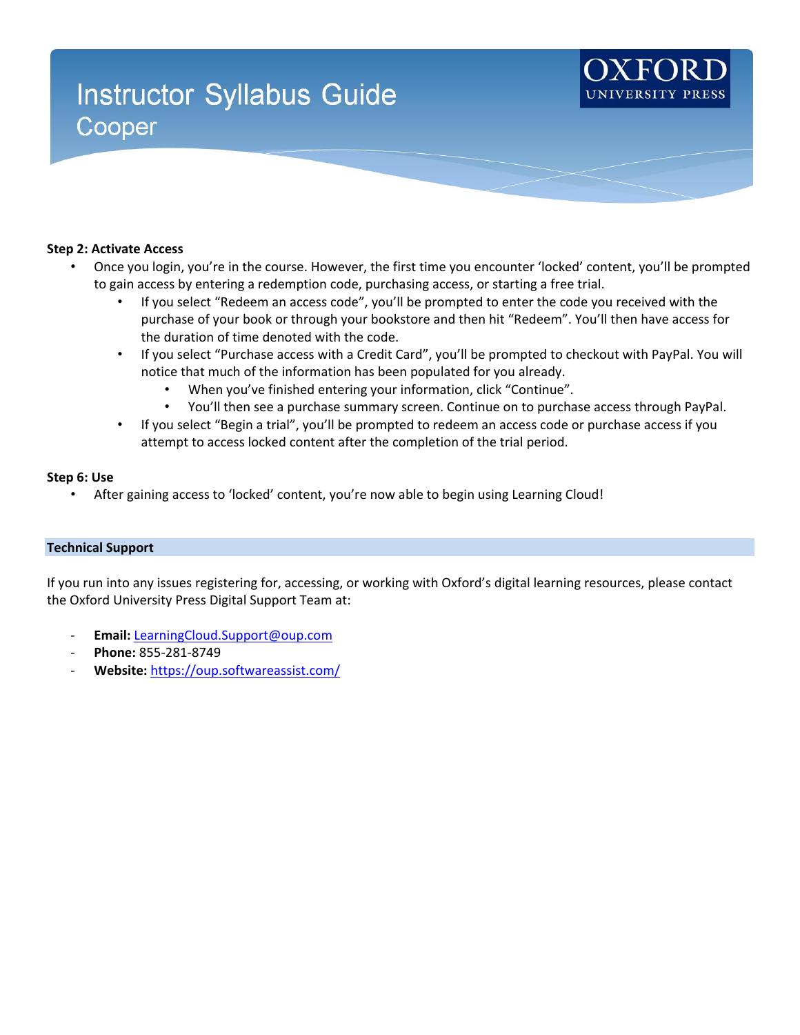# Instructor Syllabus Guide
## Cooper

**Step 2: Activate Access**

- Once you login, you're in the course. However, the first time you encounter 'locked' content, you'll be prompted to gain access by entering a redemption code, purchasing access, or starting a free trial.
  - If you select "Redeem an access code", you'll be prompted to enter the code you received with the purchase of your book or through your bookstore and then hit "Redeem". You'll then have access for the duration of time denoted with the code.
  - If you select "Purchase access with a Credit Card", you'll be prompted to checkout with PayPal. You will notice that much of the information has been populated for you already.
    - When you've finished entering your information, click "Continue".
    - You'll then see a purchase summary screen. Continue on to purchase access through PayPal.
  - If you select "Begin a trial", you'll be prompted to redeem an access code or purchase access if you attempt to access locked content after the completion of the trial period.

**Step 6: Use**

- After gaining access to 'locked' content, you're now able to begin using Learning Cloud!

**Technical Support**

If you run into any issues registering for, accessing, or working with Oxford's digital learning resources, please contact the Oxford University Press Digital Support Team at:

- **Email:** LearningCloud.Support@oup.com
- **Phone:** 855-281-8749
- **Website:** https://oup.softwareassist.com/